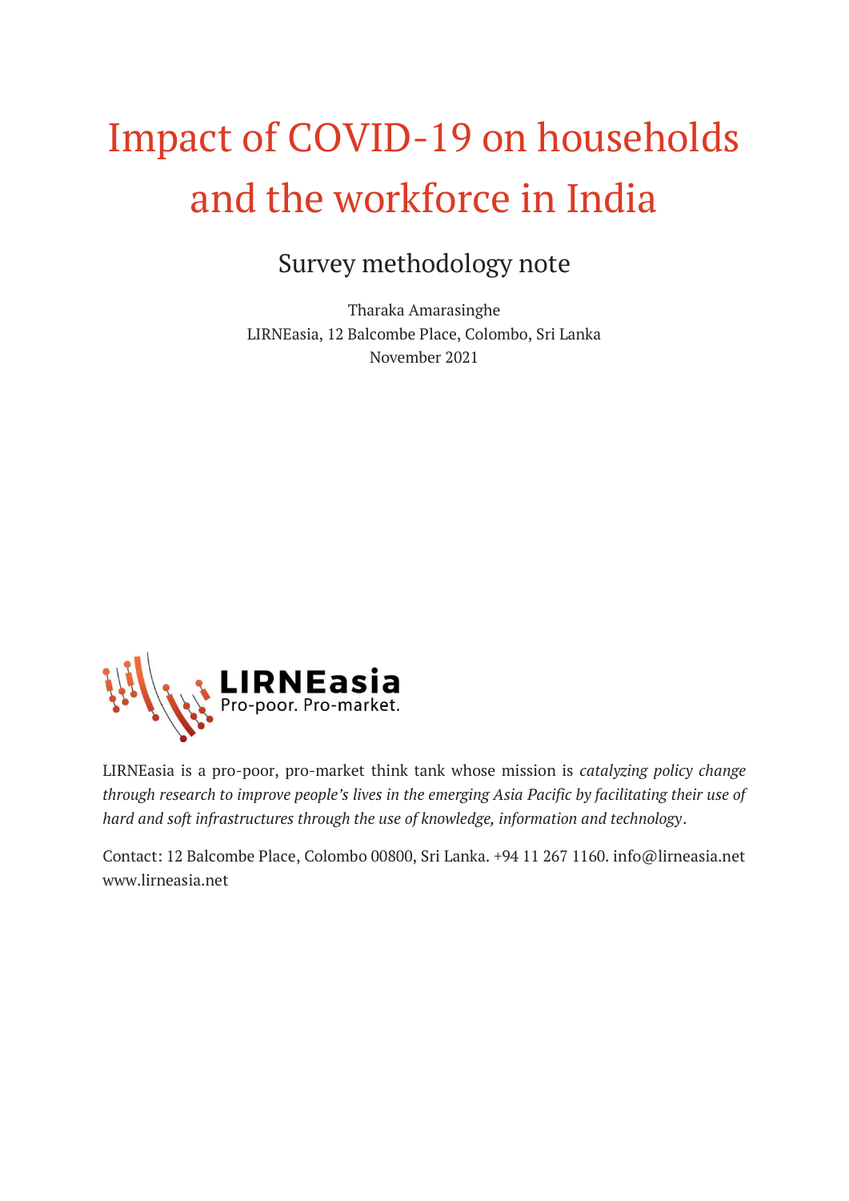# Impact of COVID-19 on households and the workforce in India

## Survey methodology note

Tharaka Amarasinghe
LIRNEasia, 12 Balcombe Place, Colombo, Sri Lanka
November 2021

LIRNEasia
Pro-poor. Pro-market.

LIRNEasia is a pro-poor, pro-market think tank whose mission is *catalyzing policy change through research to improve people's lives in the emerging Asia Pacific by facilitating their use of hard and soft infrastructures through the use of knowledge, information and technology*.

Contact: 12 Balcombe Place, Colombo 00800, Sri Lanka. +94 11 267 1160. info@lirneasia.net www.lirneasia.net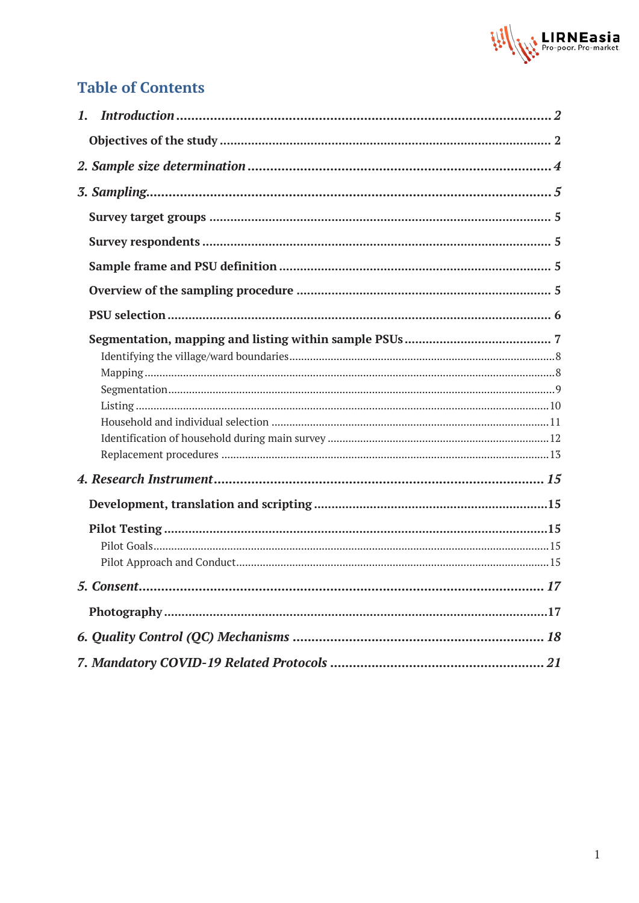## Table of Contents

*1. Introduction* .......... *2*

- **Objectives of the study** .......... 2

*2. Sample size determination* .......... *4*

*3. Sampling* .......... *5*

- **Survey target groups** .......... 5
- **Survey respondents** .......... 5
- **Sample frame and PSU definition** .......... 5
- **Overview of the sampling procedure** .......... 5
- **PSU selection** .......... 6
- **Segmentation, mapping and listing within sample PSUs** .......... 7
  - Identifying the village/ward boundaries .......... 8
  - Mapping .......... 8
  - Segmentation .......... 9
  - Listing .......... 10
  - Household and individual selection .......... 11
  - Identification of household during main survey .......... 12
  - Replacement procedures .......... 13

*4. Research Instrument* .......... *15*

- **Development, translation and scripting** .......... 15
- **Pilot Testing** .......... 15
  - Pilot Goals .......... 15
  - Pilot Approach and Conduct .......... 15

*5. Consent* .......... *17*

- **Photography** .......... 17

*6. Quality Control (QC) Mechanisms* .......... *18*

*7. Mandatory COVID-19 Related Protocols* .......... *21*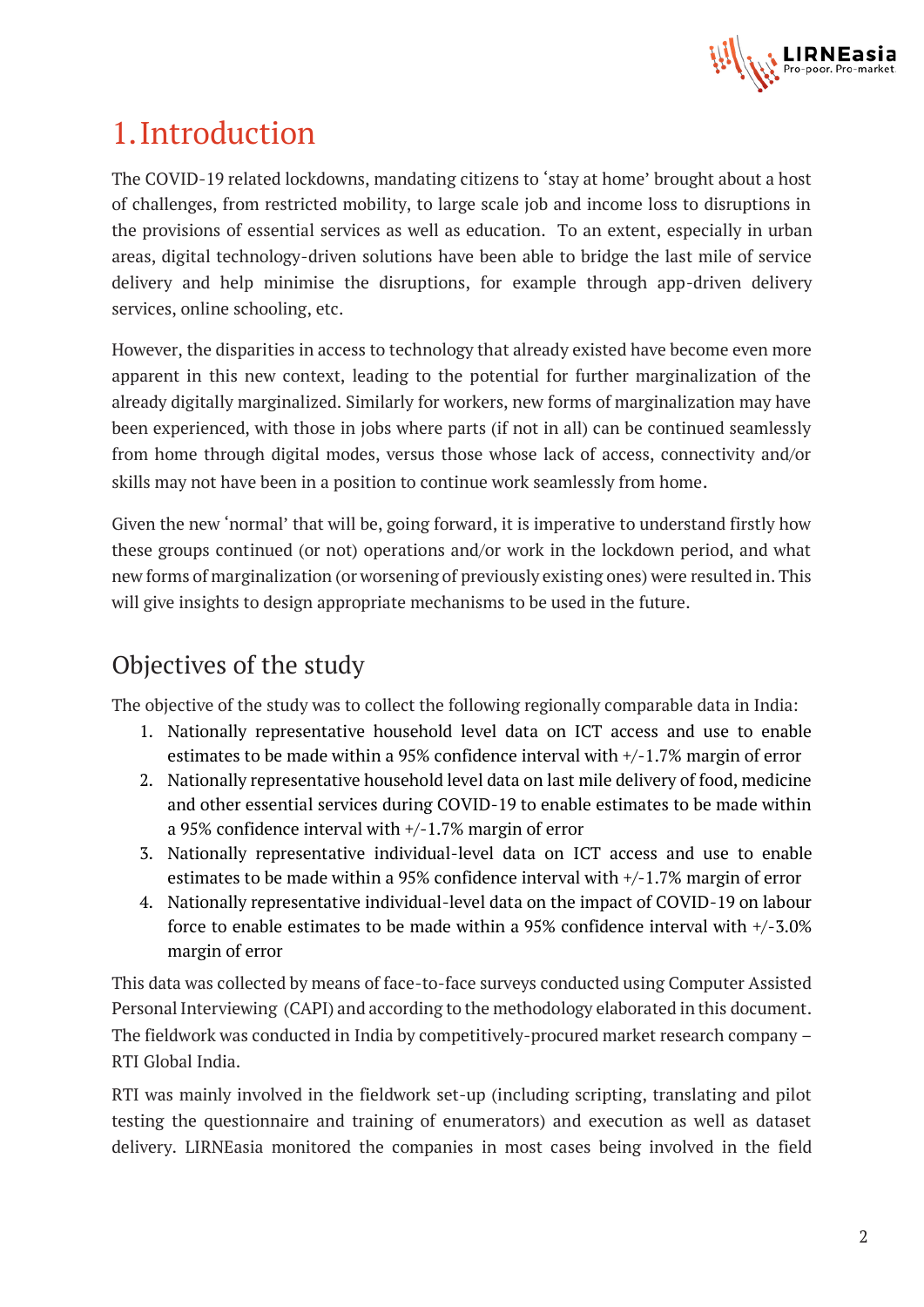# 1. Introduction

The COVID-19 related lockdowns, mandating citizens to 'stay at home' brought about a host of challenges, from restricted mobility, to large scale job and income loss to disruptions in the provisions of essential services as well as education. To an extent, especially in urban areas, digital technology-driven solutions have been able to bridge the last mile of service delivery and help minimise the disruptions, for example through app-driven delivery services, online schooling, etc.

However, the disparities in access to technology that already existed have become even more apparent in this new context, leading to the potential for further marginalization of the already digitally marginalized. Similarly for workers, new forms of marginalization may have been experienced, with those in jobs where parts (if not in all) can be continued seamlessly from home through digital modes, versus those whose lack of access, connectivity and/or skills may not have been in a position to continue work seamlessly from home.

Given the new 'normal' that will be, going forward, it is imperative to understand firstly how these groups continued (or not) operations and/or work in the lockdown period, and what new forms of marginalization (or worsening of previously existing ones) were resulted in. This will give insights to design appropriate mechanisms to be used in the future.

## Objectives of the study

The objective of the study was to collect the following regionally comparable data in India:

1. Nationally representative household level data on ICT access and use to enable estimates to be made within a 95% confidence interval with +/-1.7% margin of error
2. Nationally representative household level data on last mile delivery of food, medicine and other essential services during COVID-19 to enable estimates to be made within a 95% confidence interval with +/-1.7% margin of error
3. Nationally representative individual-level data on ICT access and use to enable estimates to be made within a 95% confidence interval with +/-1.7% margin of error
4. Nationally representative individual-level data on the impact of COVID-19 on labour force to enable estimates to be made within a 95% confidence interval with +/-3.0% margin of error

This data was collected by means of face-to-face surveys conducted using Computer Assisted Personal Interviewing (CAPI) and according to the methodology elaborated in this document. The fieldwork was conducted in India by competitively-procured market research company – RTI Global India.

RTI was mainly involved in the fieldwork set-up (including scripting, translating and pilot testing the questionnaire and training of enumerators) and execution as well as dataset delivery. LIRNEasia monitored the companies in most cases being involved in the field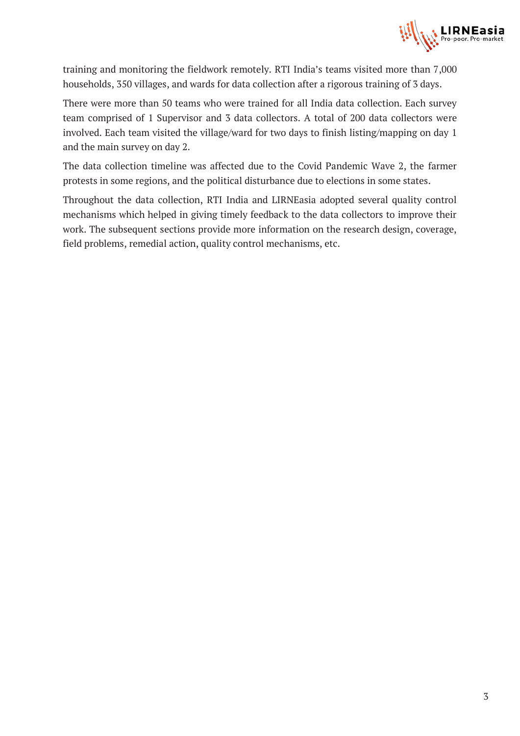training and monitoring the fieldwork remotely. RTI India's teams visited more than 7,000 households, 350 villages, and wards for data collection after a rigorous training of 3 days.

There were more than 50 teams who were trained for all India data collection. Each survey team comprised of 1 Supervisor and 3 data collectors. A total of 200 data collectors were involved. Each team visited the village/ward for two days to finish listing/mapping on day 1 and the main survey on day 2.

The data collection timeline was affected due to the Covid Pandemic Wave 2, the farmer protests in some regions, and the political disturbance due to elections in some states.

Throughout the data collection, RTI India and LIRNEasia adopted several quality control mechanisms which helped in giving timely feedback to the data collectors to improve their work. The subsequent sections provide more information on the research design, coverage, field problems, remedial action, quality control mechanisms, etc.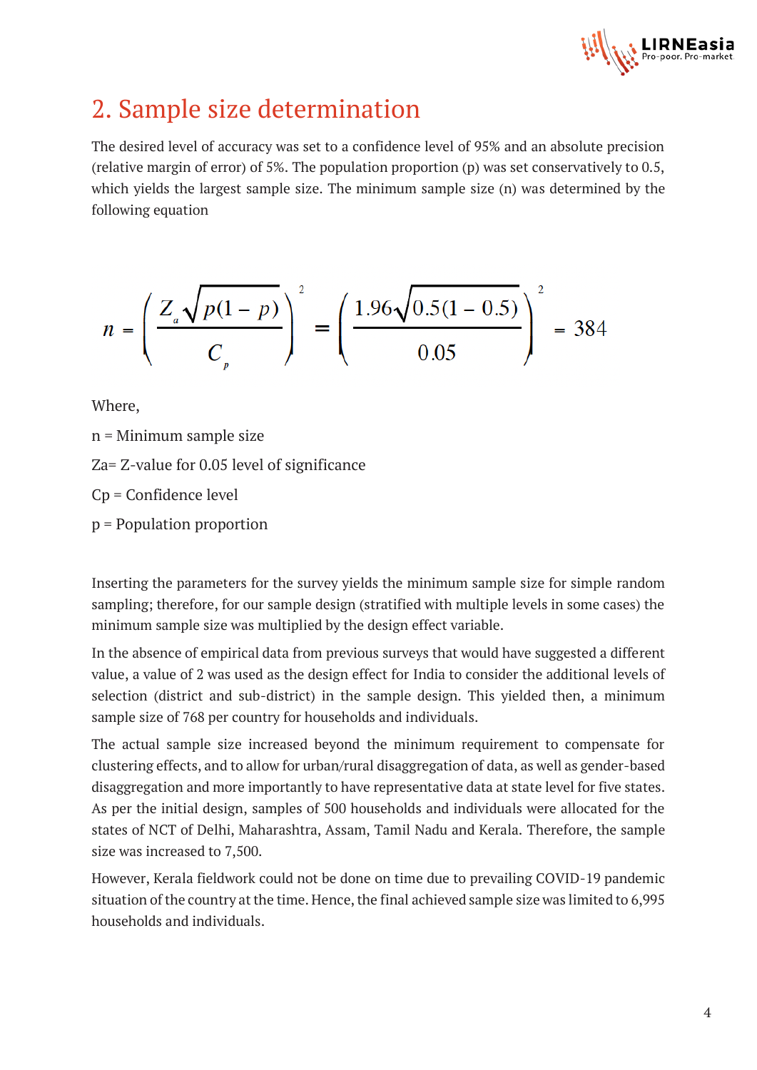## 2. Sample size determination

The desired level of accuracy was set to a confidence level of 95% and an absolute precision (relative margin of error) of 5%. The population proportion (p) was set conservatively to 0.5, which yields the largest sample size. The minimum sample size (n) was determined by the following equation

$$n = \left( \frac{Z_a \sqrt{p(1-p)}}{C_p} \right)^2 = \left( \frac{1.96\sqrt{0.5(1-0.5)}}{0.05} \right)^2 = 384$$

Where,

n = Minimum sample size

Za= Z-value for 0.05 level of significance

Cp = Confidence level

p = Population proportion

Inserting the parameters for the survey yields the minimum sample size for simple random sampling; therefore, for our sample design (stratified with multiple levels in some cases) the minimum sample size was multiplied by the design effect variable.

In the absence of empirical data from previous surveys that would have suggested a different value, a value of 2 was used as the design effect for India to consider the additional levels of selection (district and sub-district) in the sample design. This yielded then, a minimum sample size of 768 per country for households and individuals.

The actual sample size increased beyond the minimum requirement to compensate for clustering effects, and to allow for urban/rural disaggregation of data, as well as gender-based disaggregation and more importantly to have representative data at state level for five states. As per the initial design, samples of 500 households and individuals were allocated for the states of NCT of Delhi, Maharashtra, Assam, Tamil Nadu and Kerala. Therefore, the sample size was increased to 7,500.

However, Kerala fieldwork could not be done on time due to prevailing COVID-19 pandemic situation of the country at the time. Hence, the final achieved sample size was limited to 6,995 households and individuals.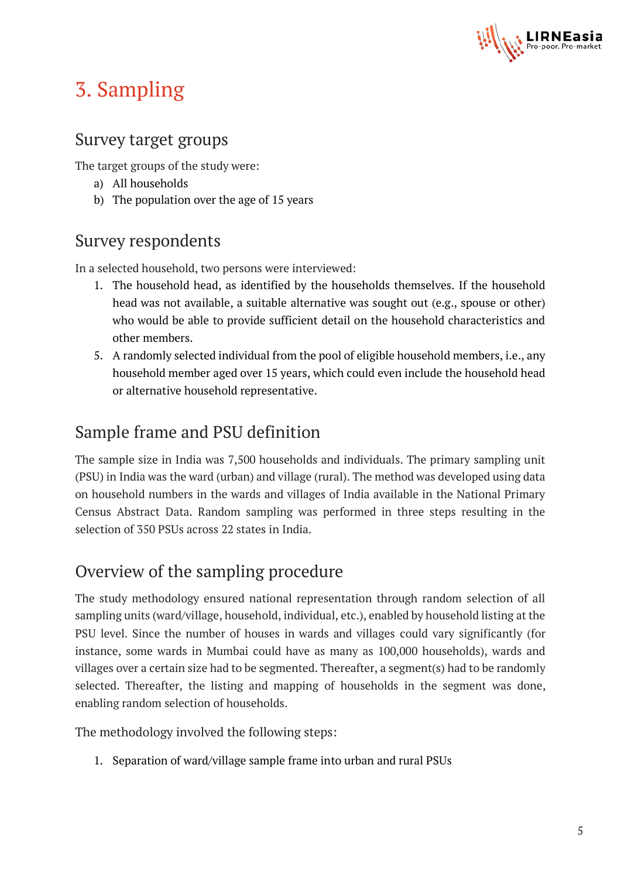# 3. Sampling

## Survey target groups

The target groups of the study were:

a) All households
b) The population over the age of 15 years

## Survey respondents

In a selected household, two persons were interviewed:

1. The household head, as identified by the households themselves. If the household head was not available, a suitable alternative was sought out (e.g., spouse or other) who would be able to provide sufficient detail on the household characteristics and other members.
5. A randomly selected individual from the pool of eligible household members, i.e., any household member aged over 15 years, which could even include the household head or alternative household representative.

## Sample frame and PSU definition

The sample size in India was 7,500 households and individuals. The primary sampling unit (PSU) in India was the ward (urban) and village (rural). The method was developed using data on household numbers in the wards and villages of India available in the National Primary Census Abstract Data. Random sampling was performed in three steps resulting in the selection of 350 PSUs across 22 states in India.

## Overview of the sampling procedure

The study methodology ensured national representation through random selection of all sampling units (ward/village, household, individual, etc.), enabled by household listing at the PSU level. Since the number of houses in wards and villages could vary significantly (for instance, some wards in Mumbai could have as many as 100,000 households), wards and villages over a certain size had to be segmented. Thereafter, a segment(s) had to be randomly selected. Thereafter, the listing and mapping of households in the segment was done, enabling random selection of households.

The methodology involved the following steps:

1. Separation of ward/village sample frame into urban and rural PSUs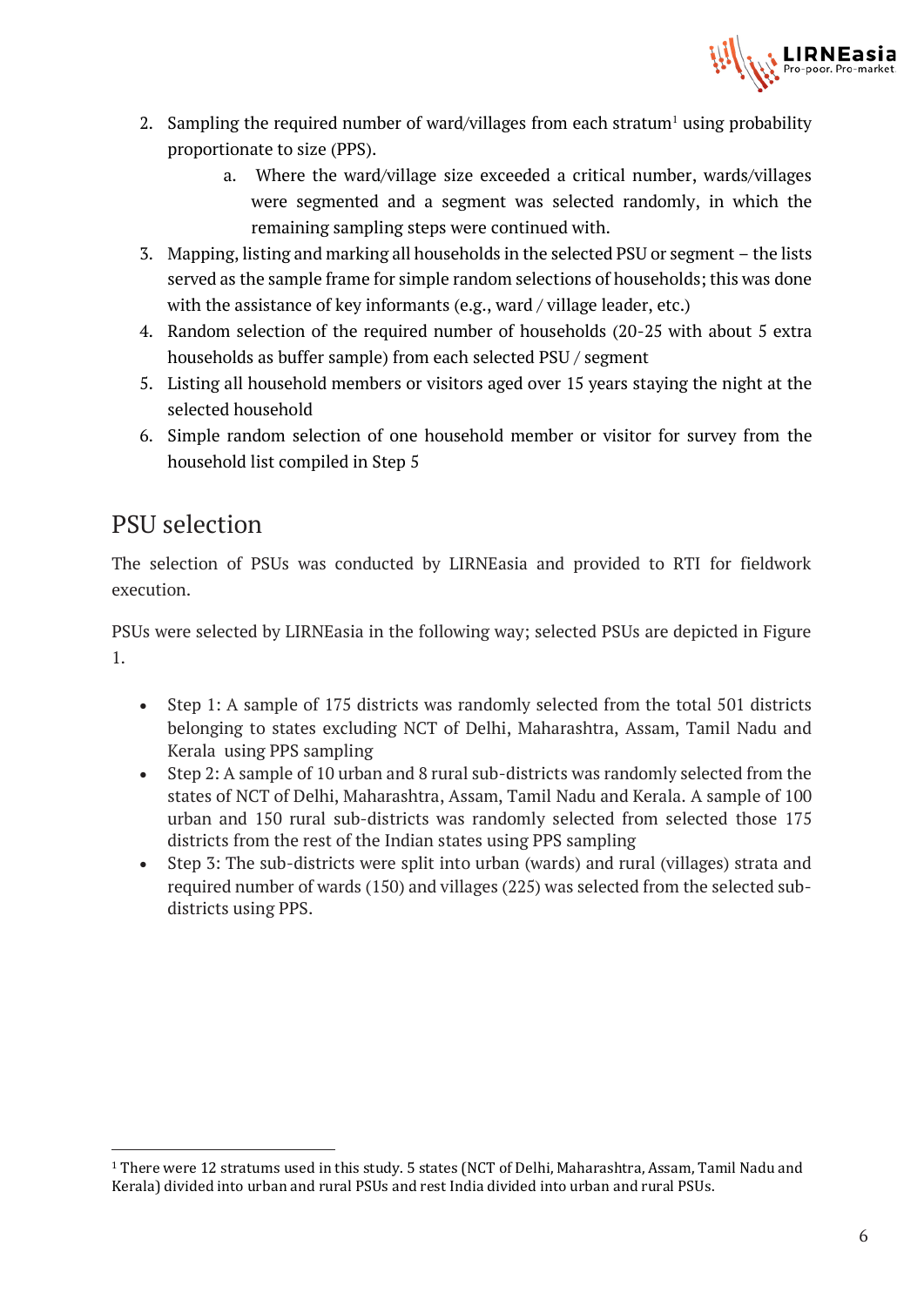2. Sampling the required number of ward/villages from each stratum[1] using probability proportionate to size (PPS).
    a. Where the ward/village size exceeded a critical number, wards/villages were segmented and a segment was selected randomly, in which the remaining sampling steps were continued with.
3. Mapping, listing and marking all households in the selected PSU or segment – the lists served as the sample frame for simple random selections of households; this was done with the assistance of key informants (e.g., ward / village leader, etc.)
4. Random selection of the required number of households (20-25 with about 5 extra households as buffer sample) from each selected PSU / segment
5. Listing all household members or visitors aged over 15 years staying the night at the selected household
6. Simple random selection of one household member or visitor for survey from the household list compiled in Step 5

## PSU selection

The selection of PSUs was conducted by LIRNEasia and provided to RTI for fieldwork execution.

PSUs were selected by LIRNEasia in the following way; selected PSUs are depicted in Figure 1.

- Step 1: A sample of 175 districts was randomly selected from the total 501 districts belonging to states excluding NCT of Delhi, Maharashtra, Assam, Tamil Nadu and Kerala using PPS sampling
- Step 2: A sample of 10 urban and 8 rural sub-districts was randomly selected from the states of NCT of Delhi, Maharashtra, Assam, Tamil Nadu and Kerala. A sample of 100 urban and 150 rural sub-districts was randomly selected from selected those 175 districts from the rest of the Indian states using PPS sampling
- Step 3: The sub-districts were split into urban (wards) and rural (villages) strata and required number of wards (150) and villages (225) was selected from the selected sub-districts using PPS.

[1] There were 12 stratums used in this study. 5 states (NCT of Delhi, Maharashtra, Assam, Tamil Nadu and Kerala) divided into urban and rural PSUs and rest India divided into urban and rural PSUs.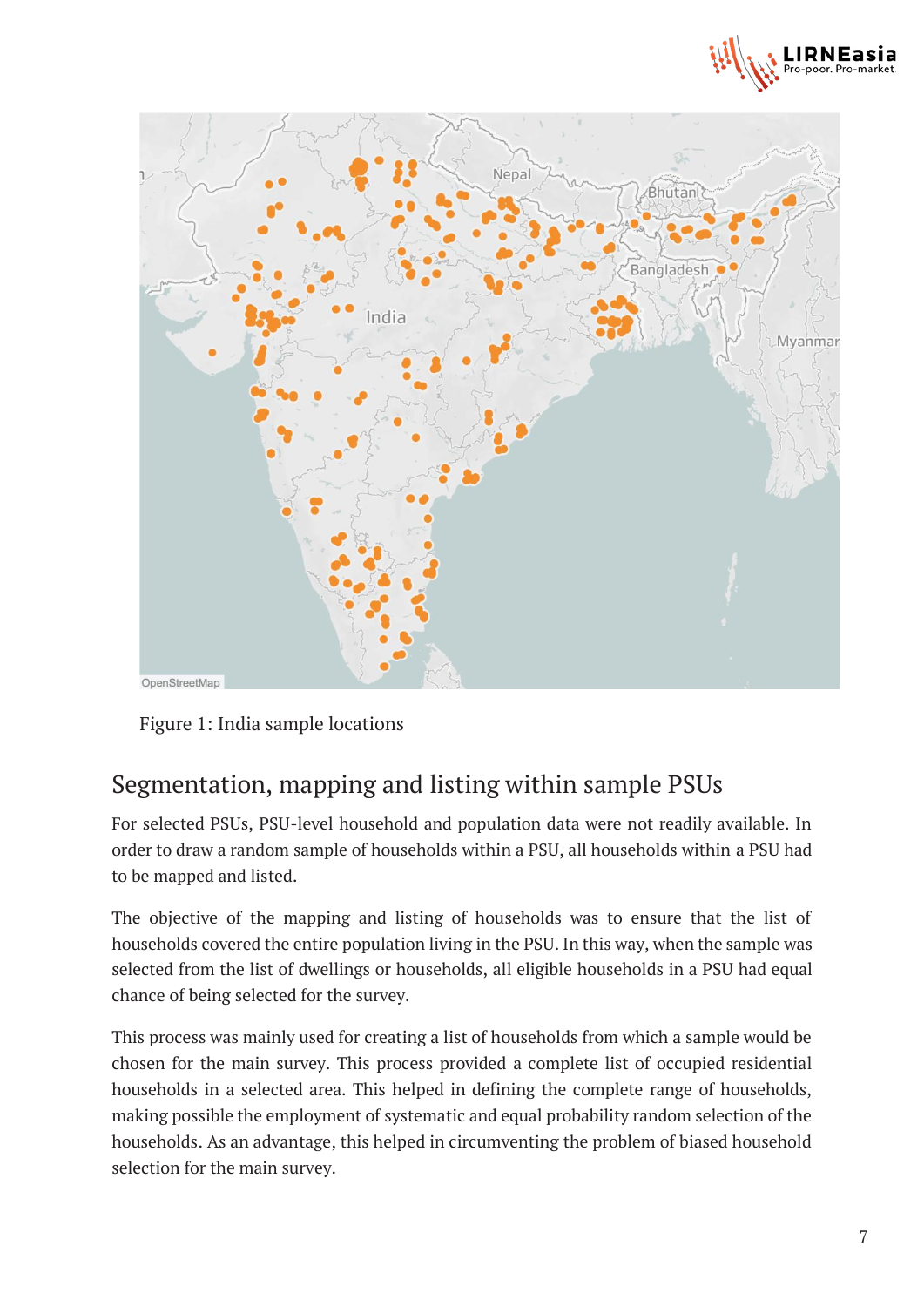Figure 1: India sample locations

## Segmentation, mapping and listing within sample PSUs

For selected PSUs, PSU-level household and population data were not readily available. In order to draw a random sample of households within a PSU, all households within a PSU had to be mapped and listed.

The objective of the mapping and listing of households was to ensure that the list of households covered the entire population living in the PSU. In this way, when the sample was selected from the list of dwellings or households, all eligible households in a PSU had equal chance of being selected for the survey.

This process was mainly used for creating a list of households from which a sample would be chosen for the main survey. This process provided a complete list of occupied residential households in a selected area. This helped in defining the complete range of households, making possible the employment of systematic and equal probability random selection of the households. As an advantage, this helped in circumventing the problem of biased household selection for the main survey.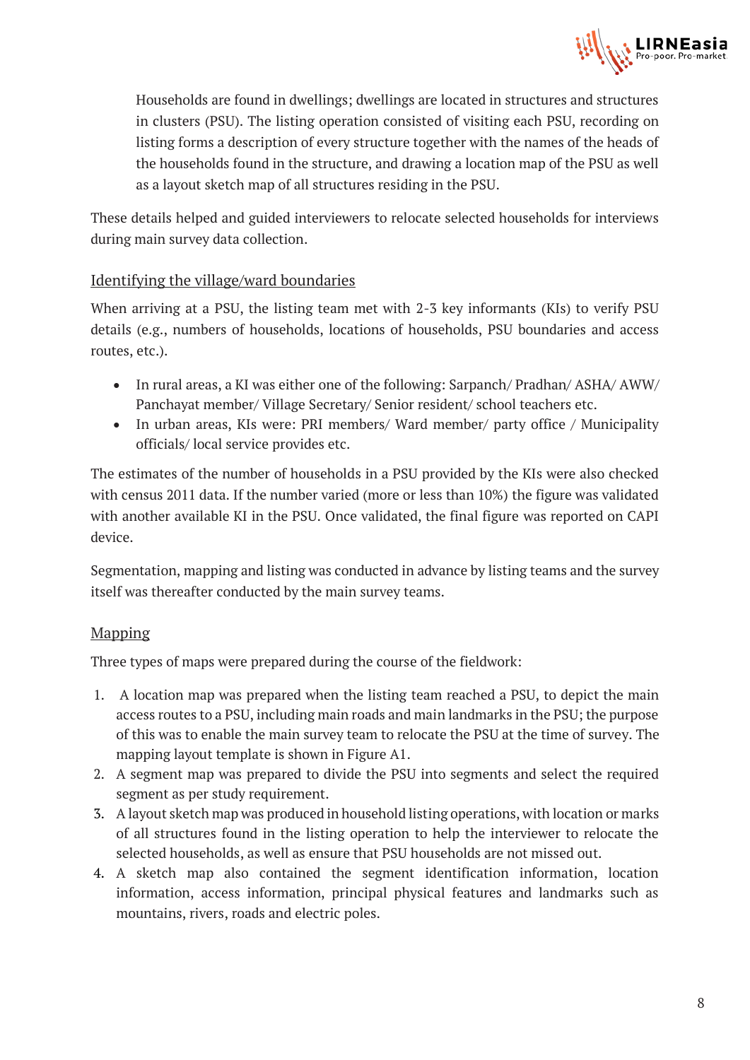> Households are found in dwellings; dwellings are located in structures and structures in clusters (PSU). The listing operation consisted of visiting each PSU, recording on listing forms a description of every structure together with the names of the heads of the households found in the structure, and drawing a location map of the PSU as well as a layout sketch map of all structures residing in the PSU.

These details helped and guided interviewers to relocate selected households for interviews during main survey data collection.

### Identifying the village/ward boundaries

When arriving at a PSU, the listing team met with 2-3 key informants (KIs) to verify PSU details (e.g., numbers of households, locations of households, PSU boundaries and access routes, etc.).

- In rural areas, a KI was either one of the following: Sarpanch/ Pradhan/ ASHA/ AWW/ Panchayat member/ Village Secretary/ Senior resident/ school teachers etc.
- In urban areas, KIs were: PRI members/ Ward member/ party office / Municipality officials/ local service provides etc.

The estimates of the number of households in a PSU provided by the KIs were also checked with census 2011 data. If the number varied (more or less than 10%) the figure was validated with another available KI in the PSU. Once validated, the final figure was reported on CAPI device.

Segmentation, mapping and listing was conducted in advance by listing teams and the survey itself was thereafter conducted by the main survey teams.

### Mapping

Three types of maps were prepared during the course of the fieldwork:

1. A location map was prepared when the listing team reached a PSU, to depict the main access routes to a PSU, including main roads and main landmarks in the PSU; the purpose of this was to enable the main survey team to relocate the PSU at the time of survey. The mapping layout template is shown in Figure A1.
2. A segment map was prepared to divide the PSU into segments and select the required segment as per study requirement.
3. A layout sketch map was produced in household listing operations, with location or marks of all structures found in the listing operation to help the interviewer to relocate the selected households, as well as ensure that PSU households are not missed out.
4. A sketch map also contained the segment identification information, location information, access information, principal physical features and landmarks such as mountains, rivers, roads and electric poles.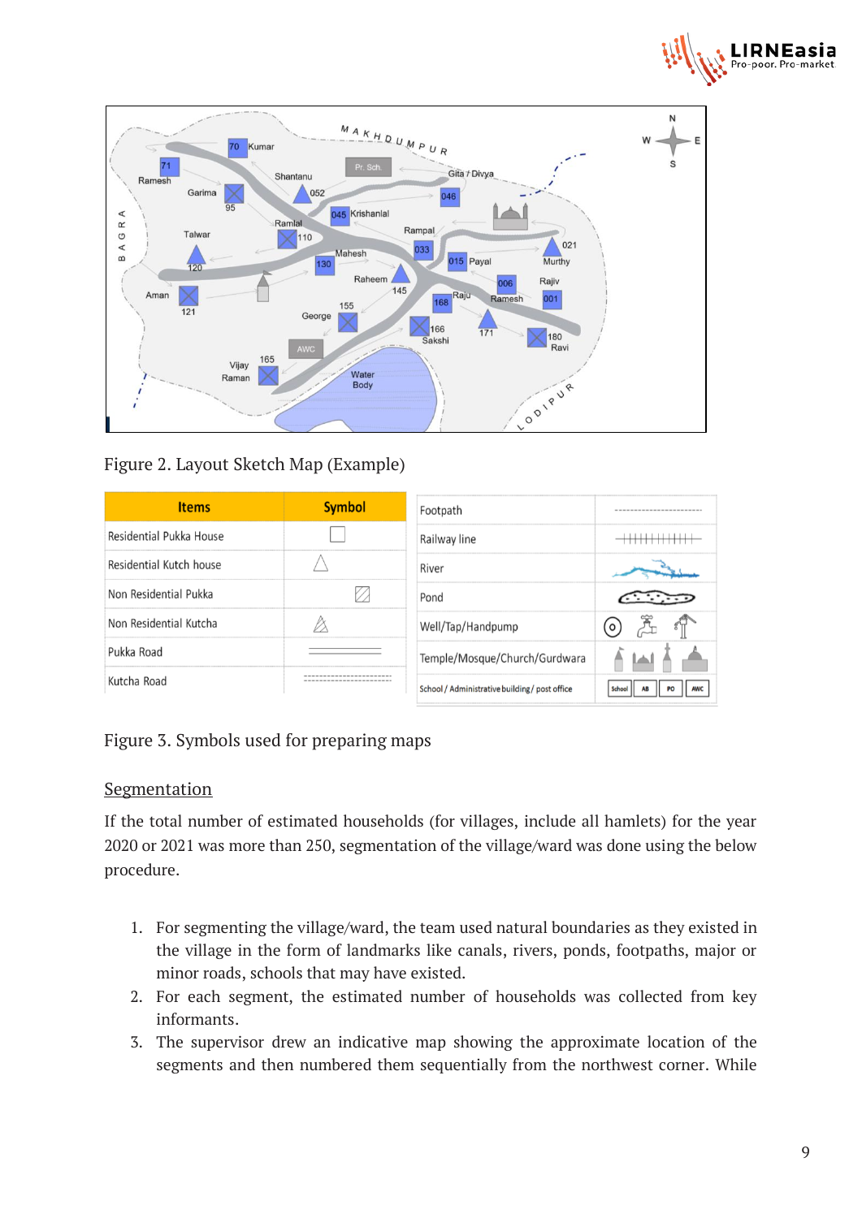Figure 2. Layout Sketch Map (Example)

| Items | Symbol |
|---|---|
| Residential Pukka House | |
| Residential Kutch house | |
| Non Residential Pukka | |
| Non Residential Kutcha | |
| Pukka Road | |
| Kutcha Road | |

| | |
|---|---|
| Footpath | |
| Railway line | |
| River | |
| Pond | |
| Well/Tap/Handpump | |
| Temple/Mosque/Church/Gurdwara | |
| School / Administrative building / post office | School, AB, PO, AWC |

Figure 3. Symbols used for preparing maps

## Segmentation

If the total number of estimated households (for villages, include all hamlets) for the year 2020 or 2021 was more than 250, segmentation of the village/ward was done using the below procedure.

1. For segmenting the village/ward, the team used natural boundaries as they existed in the village in the form of landmarks like canals, rivers, ponds, footpaths, major or minor roads, schools that may have existed.
2. For each segment, the estimated number of households was collected from key informants.
3. The supervisor drew an indicative map showing the approximate location of the segments and then numbered them sequentially from the northwest corner. While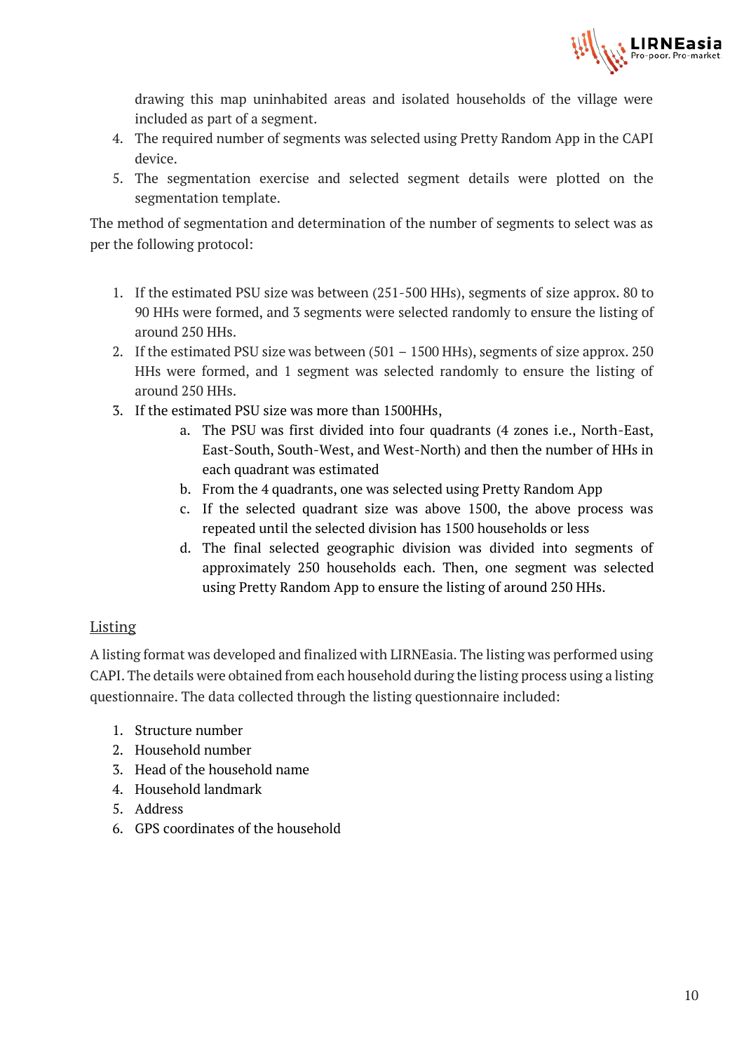drawing this map uninhabited areas and isolated households of the village were included as part of a segment.

4. The required number of segments was selected using Pretty Random App in the CAPI device.
5. The segmentation exercise and selected segment details were plotted on the segmentation template.

The method of segmentation and determination of the number of segments to select was as per the following protocol:

1. If the estimated PSU size was between (251-500 HHs), segments of size approx. 80 to 90 HHs were formed, and 3 segments were selected randomly to ensure the listing of around 250 HHs.
2. If the estimated PSU size was between (501 – 1500 HHs), segments of size approx. 250 HHs were formed, and 1 segment was selected randomly to ensure the listing of around 250 HHs.
3. If the estimated PSU size was more than 1500HHs,
   a. The PSU was first divided into four quadrants (4 zones i.e., North-East, East-South, South-West, and West-North) and then the number of HHs in each quadrant was estimated
   b. From the 4 quadrants, one was selected using Pretty Random App
   c. If the selected quadrant size was above 1500, the above process was repeated until the selected division has 1500 households or less
   d. The final selected geographic division was divided into segments of approximately 250 households each. Then, one segment was selected using Pretty Random App to ensure the listing of around 250 HHs.

## Listing

A listing format was developed and finalized with LIRNEasia. The listing was performed using CAPI. The details were obtained from each household during the listing process using a listing questionnaire. The data collected through the listing questionnaire included:

1. Structure number
2. Household number
3. Head of the household name
4. Household landmark
5. Address
6. GPS coordinates of the household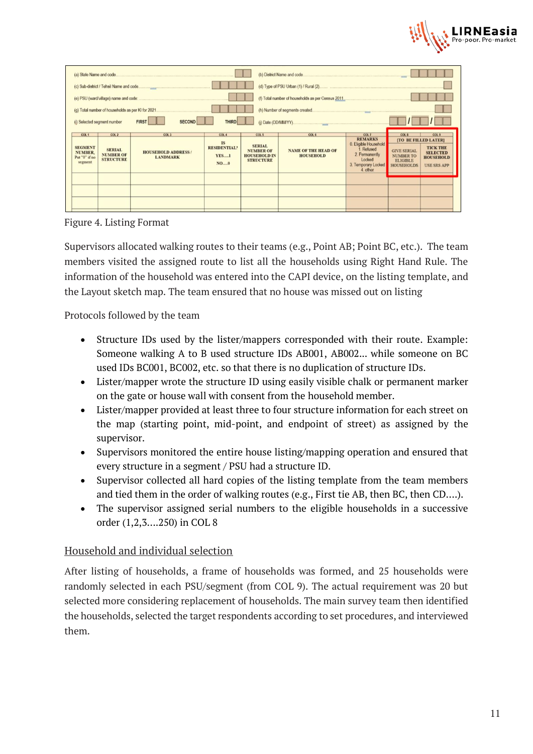| (a) State Name and code | | (b) District Name and code | |
|---|---|---|---|
| (c) Sub-district / Tehsil Name and code | | (d) Type of PSU Urban (1) / Rural (2) | |
| (e) PSU (ward/village) name and code | | (f) Total number of households as per Census 2011 | |
| (g) Total number of households as per KI for 2021 | | (h) Number of segments created | |
| (i) Selected segment number FIRST SECOND THIRD | | (j) Date (DD/MM/YY) | / / |

| COL 1 | COL 2 | COL 3 | COL 4 | COL 5 | COL 6 | COL 7 | COL 8 | COL 9 |
|---|---|---|---|---|---|---|---|---|
| | | | | | | | [TO BE FILLED LATER] | |
| SEGMENT NUMBER, Put "0" if no segment | SERIAL NUMBER OF STRUCTURE | HOUSEHOLD ADDRESS / LANDMARK | IS RESIDENTIAL? YES....1 NO....0 | SERIAL NUMBER OF HOUSEHOLD IN STRUCTURE | NAME OF THE HEAD OF HOUSEHOLD | REMARKS 0. Eligible Household 1. Refused 2. Permanently Locked 3. Temporary Locked 4. other | GIVE SERIAL NUMBER TO ELIGIBLE HOUSEHOLDS | TICK THE SELECTED HOUSEHOLD USE SRS APP |
| | | | | | | | | |
| | | | | | | | | |
| | | | | | | | | |

Figure 4. Listing Format

Supervisors allocated walking routes to their teams (e.g., Point AB; Point BC, etc.). The team members visited the assigned route to list all the households using Right Hand Rule. The information of the household was entered into the CAPI device, on the listing template, and the Layout sketch map. The team ensured that no house was missed out on listing

Protocols followed by the team

- Structure IDs used by the lister/mappers corresponded with their route. Example: Someone walking A to B used structure IDs AB001, AB002... while someone on BC used IDs BC001, BC002, etc. so that there is no duplication of structure IDs.
- Lister/mapper wrote the structure ID using easily visible chalk or permanent marker on the gate or house wall with consent from the household member.
- Lister/mapper provided at least three to four structure information for each street on the map (starting point, mid-point, and endpoint of street) as assigned by the supervisor.
- Supervisors monitored the entire house listing/mapping operation and ensured that every structure in a segment / PSU had a structure ID.
- Supervisor collected all hard copies of the listing template from the team members and tied them in the order of walking routes (e.g., First tie AB, then BC, then CD....).
- The supervisor assigned serial numbers to the eligible households in a successive order (1,2,3....250) in COL 8

## Household and individual selection

After listing of households, a frame of households was formed, and 25 households were randomly selected in each PSU/segment (from COL 9). The actual requirement was 20 but selected more considering replacement of households. The main survey team then identified the households, selected the target respondents according to set procedures, and interviewed them.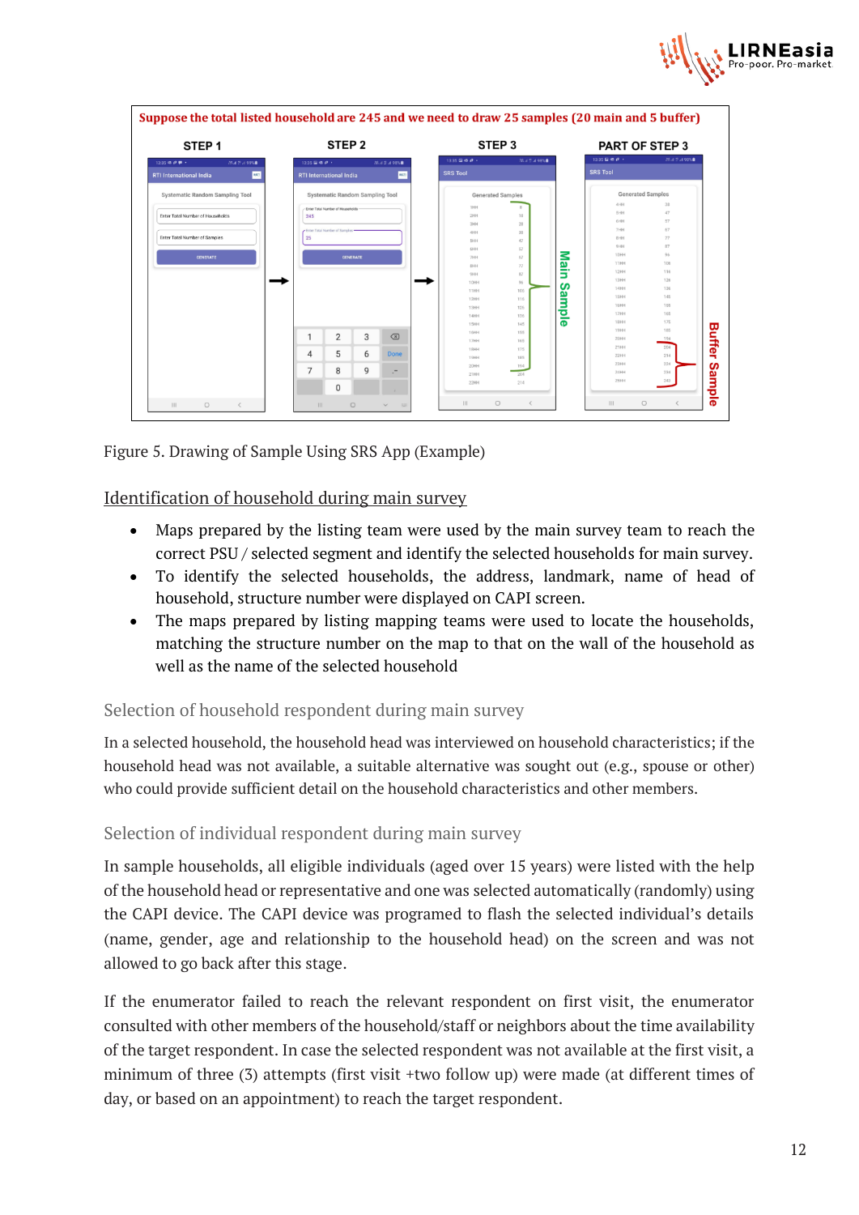Suppose the total listed household are 245 and we need to draw 25 samples (20 main and 5 buffer)

Figure 5. Drawing of Sample Using SRS App (Example)

## Identification of household during main survey

- Maps prepared by the listing team were used by the main survey team to reach the correct PSU / selected segment and identify the selected households for main survey.
- To identify the selected households, the address, landmark, name of head of household, structure number were displayed on CAPI screen.
- The maps prepared by listing mapping teams were used to locate the households, matching the structure number on the map to that on the wall of the household as well as the name of the selected household

### Selection of household respondent during main survey

In a selected household, the household head was interviewed on household characteristics; if the household head was not available, a suitable alternative was sought out (e.g., spouse or other) who could provide sufficient detail on the household characteristics and other members.

### Selection of individual respondent during main survey

In sample households, all eligible individuals (aged over 15 years) were listed with the help of the household head or representative and one was selected automatically (randomly) using the CAPI device. The CAPI device was programed to flash the selected individual's details (name, gender, age and relationship to the household head) on the screen and was not allowed to go back after this stage.

If the enumerator failed to reach the relevant respondent on first visit, the enumerator consulted with other members of the household/staff or neighbors about the time availability of the target respondent. In case the selected respondent was not available at the first visit, a minimum of three (3) attempts (first visit +two follow up) were made (at different times of day, or based on an appointment) to reach the target respondent.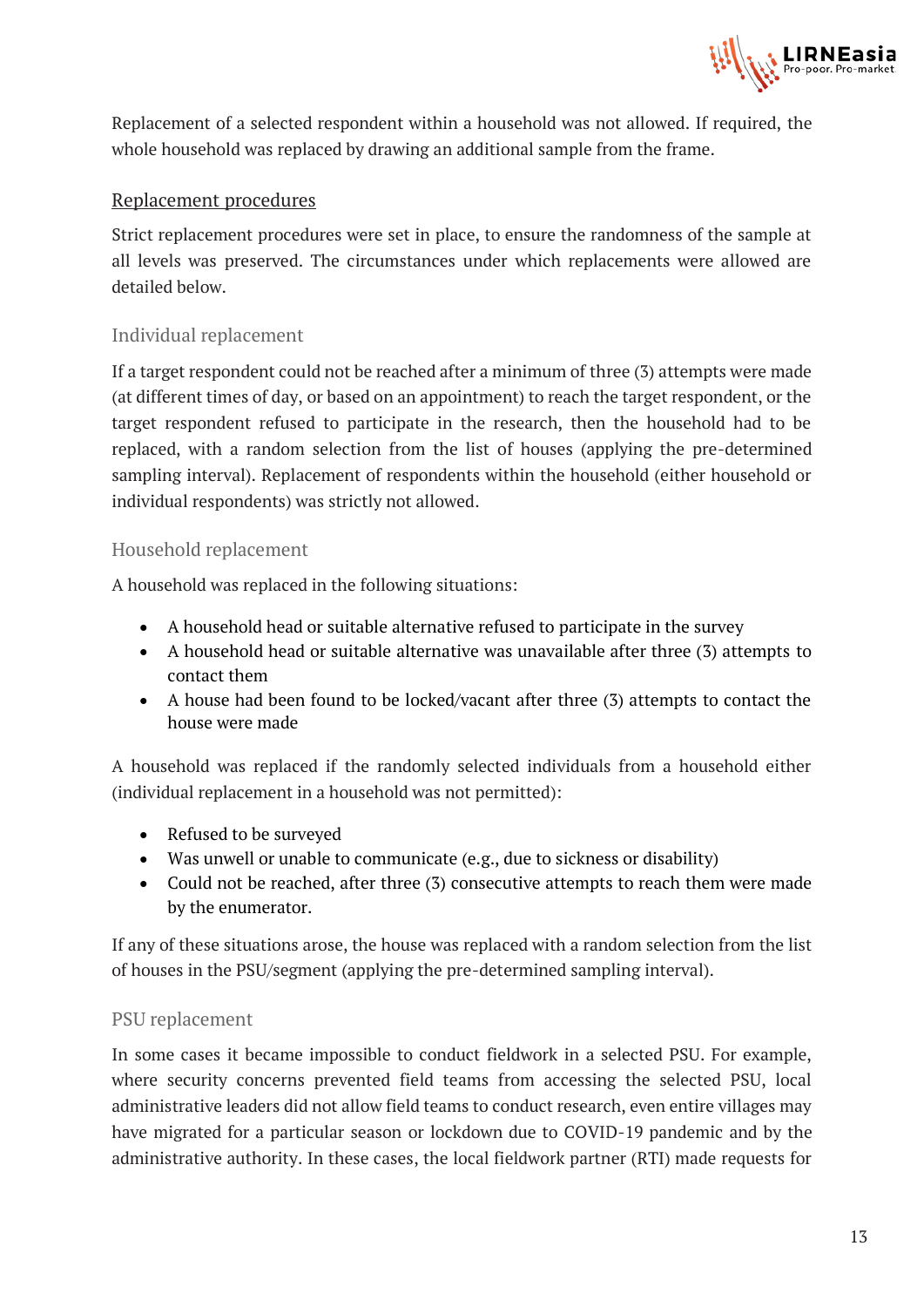Replacement of a selected respondent within a household was not allowed. If required, the whole household was replaced by drawing an additional sample from the frame.

## Replacement procedures

Strict replacement procedures were set in place, to ensure the randomness of the sample at all levels was preserved. The circumstances under which replacements were allowed are detailed below.

### Individual replacement

If a target respondent could not be reached after a minimum of three (3) attempts were made (at different times of day, or based on an appointment) to reach the target respondent, or the target respondent refused to participate in the research, then the household had to be replaced, with a random selection from the list of houses (applying the pre-determined sampling interval). Replacement of respondents within the household (either household or individual respondents) was strictly not allowed.

### Household replacement

A household was replaced in the following situations:

- A household head or suitable alternative refused to participate in the survey
- A household head or suitable alternative was unavailable after three (3) attempts to contact them
- A house had been found to be locked/vacant after three (3) attempts to contact the house were made

A household was replaced if the randomly selected individuals from a household either (individual replacement in a household was not permitted):

- Refused to be surveyed
- Was unwell or unable to communicate (e.g., due to sickness or disability)
- Could not be reached, after three (3) consecutive attempts to reach them were made by the enumerator.

If any of these situations arose, the house was replaced with a random selection from the list of houses in the PSU/segment (applying the pre-determined sampling interval).

### PSU replacement

In some cases it became impossible to conduct fieldwork in a selected PSU. For example, where security concerns prevented field teams from accessing the selected PSU, local administrative leaders did not allow field teams to conduct research, even entire villages may have migrated for a particular season or lockdown due to COVID-19 pandemic and by the administrative authority. In these cases, the local fieldwork partner (RTI) made requests for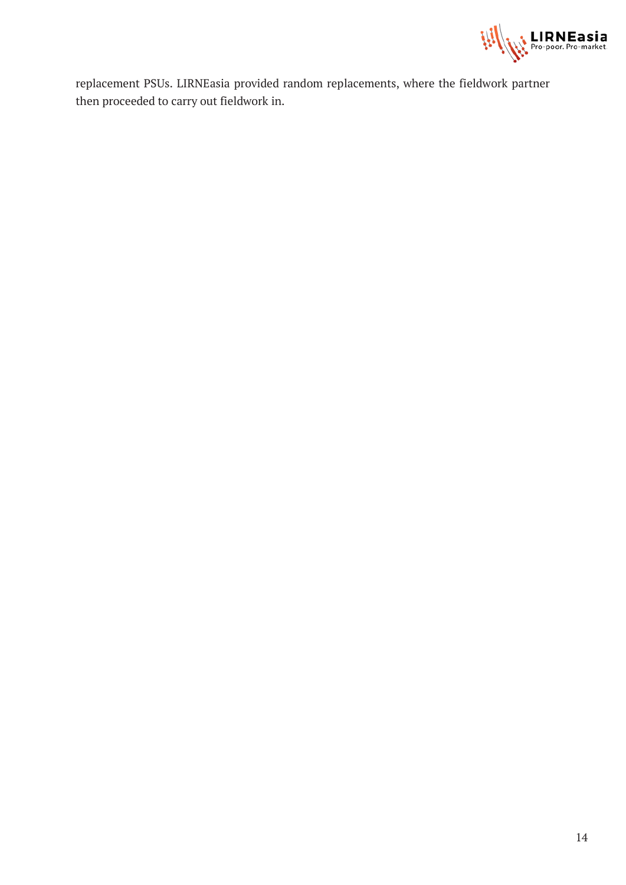replacement PSUs. LIRNEasia provided random replacements, where the fieldwork partner then proceeded to carry out fieldwork in.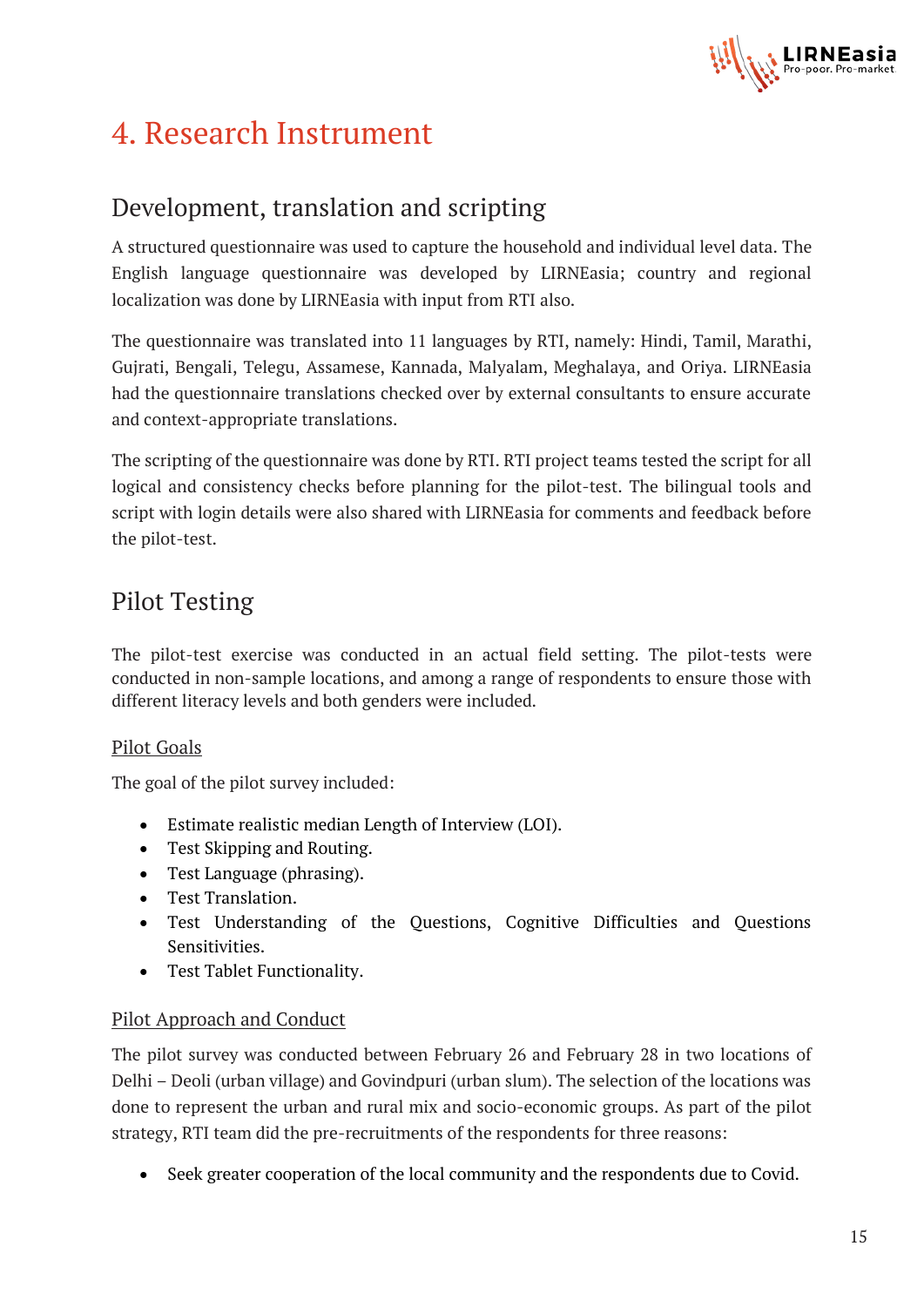# 4. Research Instrument

## Development, translation and scripting

A structured questionnaire was used to capture the household and individual level data. The English language questionnaire was developed by LIRNEasia; country and regional localization was done by LIRNEasia with input from RTI also.

The questionnaire was translated into 11 languages by RTI, namely: Hindi, Tamil, Marathi, Gujrati, Bengali, Telegu, Assamese, Kannada, Malyalam, Meghalaya, and Oriya. LIRNEasia had the questionnaire translations checked over by external consultants to ensure accurate and context-appropriate translations.

The scripting of the questionnaire was done by RTI. RTI project teams tested the script for all logical and consistency checks before planning for the pilot-test. The bilingual tools and script with login details were also shared with LIRNEasia for comments and feedback before the pilot-test.

## Pilot Testing

The pilot-test exercise was conducted in an actual field setting. The pilot-tests were conducted in non-sample locations, and among a range of respondents to ensure those with different literacy levels and both genders were included.

### Pilot Goals

The goal of the pilot survey included:

- Estimate realistic median Length of Interview (LOI).
- Test Skipping and Routing.
- Test Language (phrasing).
- Test Translation.
- Test Understanding of the Questions, Cognitive Difficulties and Questions Sensitivities.
- Test Tablet Functionality.

### Pilot Approach and Conduct

The pilot survey was conducted between February 26 and February 28 in two locations of Delhi – Deoli (urban village) and Govindpuri (urban slum). The selection of the locations was done to represent the urban and rural mix and socio-economic groups. As part of the pilot strategy, RTI team did the pre-recruitments of the respondents for three reasons:

- Seek greater cooperation of the local community and the respondents due to Covid.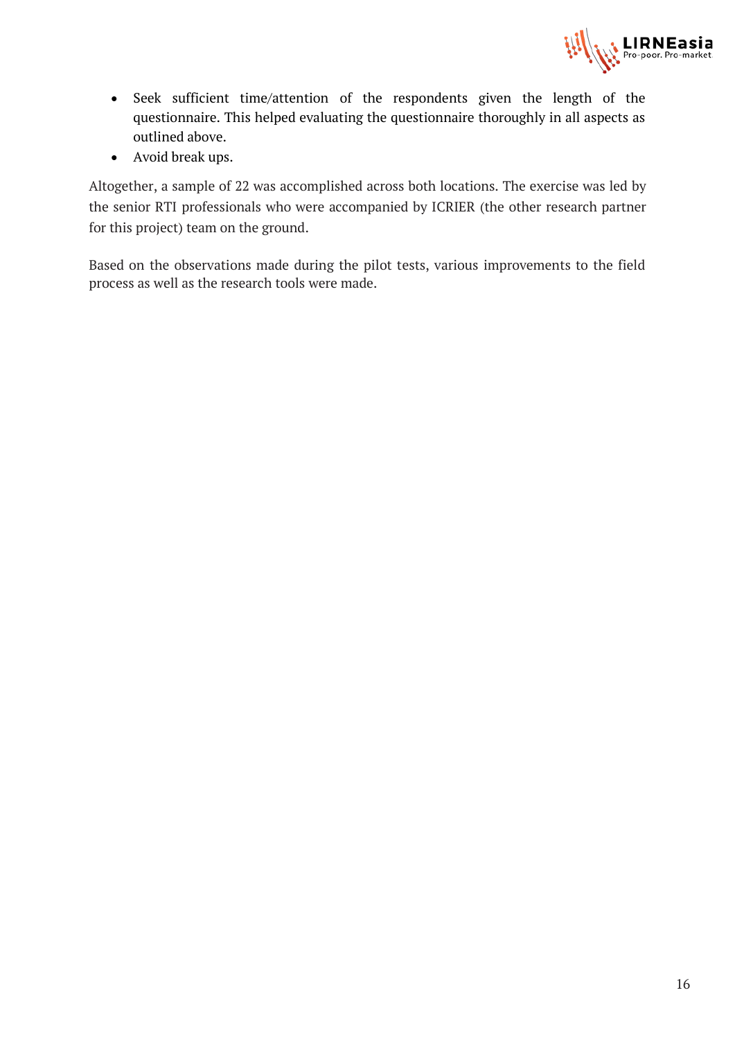- Seek sufficient time/attention of the respondents given the length of the questionnaire. This helped evaluating the questionnaire thoroughly in all aspects as outlined above.
- Avoid break ups.

Altogether, a sample of 22 was accomplished across both locations. The exercise was led by the senior RTI professionals who were accompanied by ICRIER (the other research partner for this project) team on the ground.

Based on the observations made during the pilot tests, various improvements to the field process as well as the research tools were made.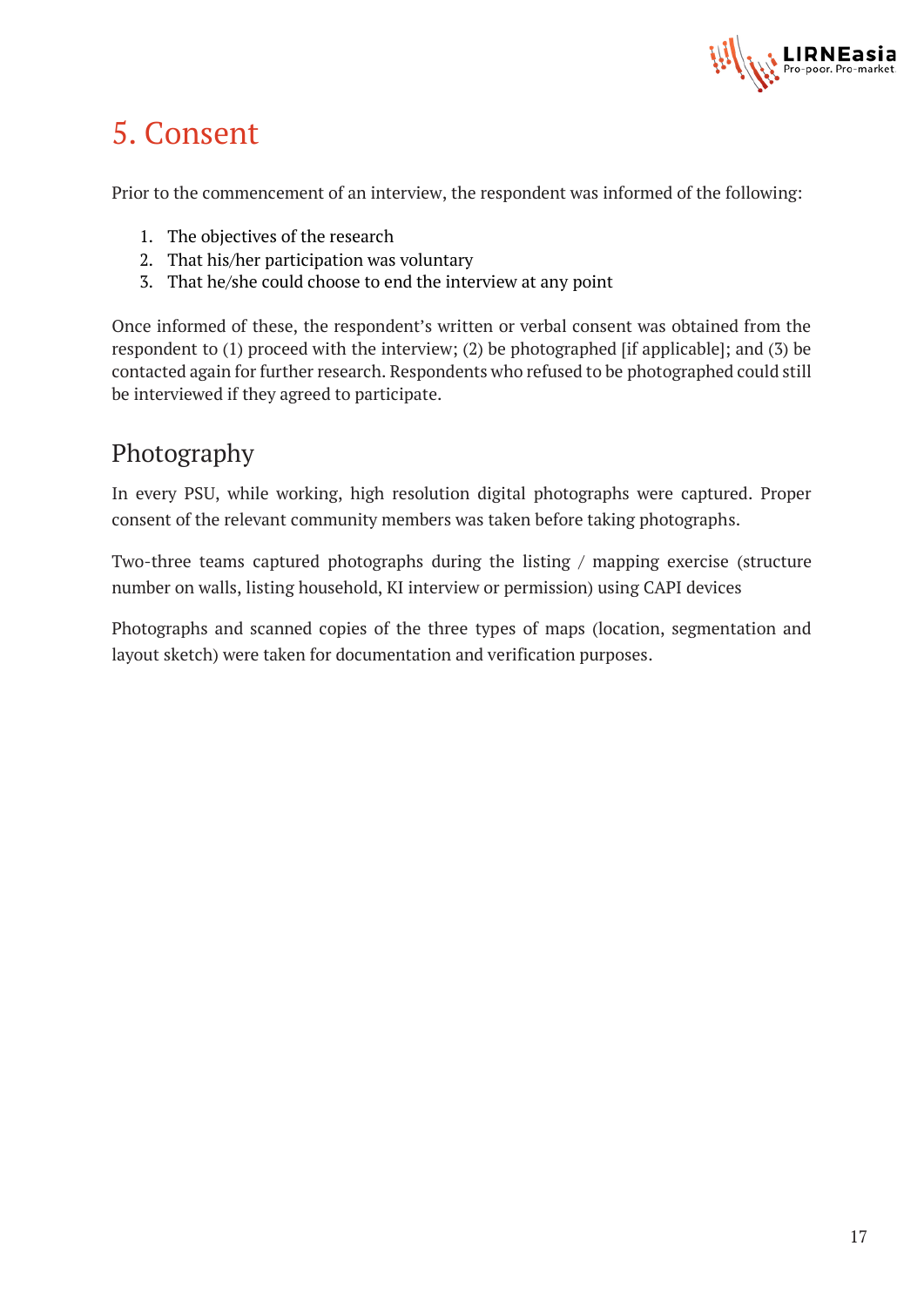# 5. Consent

Prior to the commencement of an interview, the respondent was informed of the following:

1. The objectives of the research
2. That his/her participation was voluntary
3. That he/she could choose to end the interview at any point

Once informed of these, the respondent's written or verbal consent was obtained from the respondent to (1) proceed with the interview; (2) be photographed [if applicable]; and (3) be contacted again for further research. Respondents who refused to be photographed could still be interviewed if they agreed to participate.

## Photography

In every PSU, while working, high resolution digital photographs were captured. Proper consent of the relevant community members was taken before taking photographs.

Two-three teams captured photographs during the listing / mapping exercise (structure number on walls, listing household, KI interview or permission) using CAPI devices

Photographs and scanned copies of the three types of maps (location, segmentation and layout sketch) were taken for documentation and verification purposes.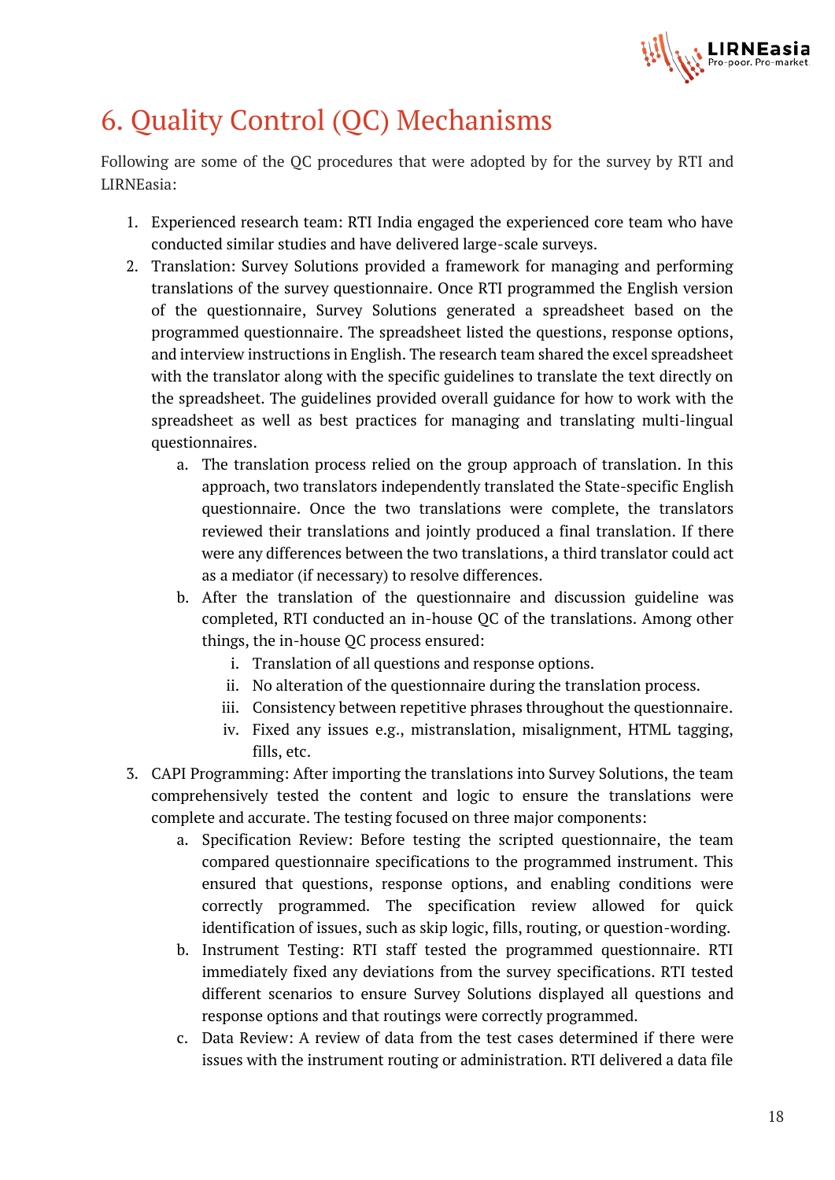# 6. Quality Control (QC) Mechanisms

Following are some of the QC procedures that were adopted by for the survey by RTI and LIRNEasia:

1. Experienced research team: RTI India engaged the experienced core team who have conducted similar studies and have delivered large-scale surveys.
2. Translation: Survey Solutions provided a framework for managing and performing translations of the survey questionnaire. Once RTI programmed the English version of the questionnaire, Survey Solutions generated a spreadsheet based on the programmed questionnaire. The spreadsheet listed the questions, response options, and interview instructions in English. The research team shared the excel spreadsheet with the translator along with the specific guidelines to translate the text directly on the spreadsheet. The guidelines provided overall guidance for how to work with the spreadsheet as well as best practices for managing and translating multi-lingual questionnaires.
    a. The translation process relied on the group approach of translation. In this approach, two translators independently translated the State-specific English questionnaire. Once the two translations were complete, the translators reviewed their translations and jointly produced a final translation. If there were any differences between the two translations, a third translator could act as a mediator (if necessary) to resolve differences.
    b. After the translation of the questionnaire and discussion guideline was completed, RTI conducted an in-house QC of the translations. Among other things, the in-house QC process ensured:
        i. Translation of all questions and response options.
        ii. No alteration of the questionnaire during the translation process.
        iii. Consistency between repetitive phrases throughout the questionnaire.
        iv. Fixed any issues e.g., mistranslation, misalignment, HTML tagging, fills, etc.
3. CAPI Programming: After importing the translations into Survey Solutions, the team comprehensively tested the content and logic to ensure the translations were complete and accurate. The testing focused on three major components:
    a. Specification Review: Before testing the scripted questionnaire, the team compared questionnaire specifications to the programmed instrument. This ensured that questions, response options, and enabling conditions were correctly programmed. The specification review allowed for quick identification of issues, such as skip logic, fills, routing, or question-wording.
    b. Instrument Testing: RTI staff tested the programmed questionnaire. RTI immediately fixed any deviations from the survey specifications. RTI tested different scenarios to ensure Survey Solutions displayed all questions and response options and that routings were correctly programmed.
    c. Data Review: A review of data from the test cases determined if there were issues with the instrument routing or administration. RTI delivered a data file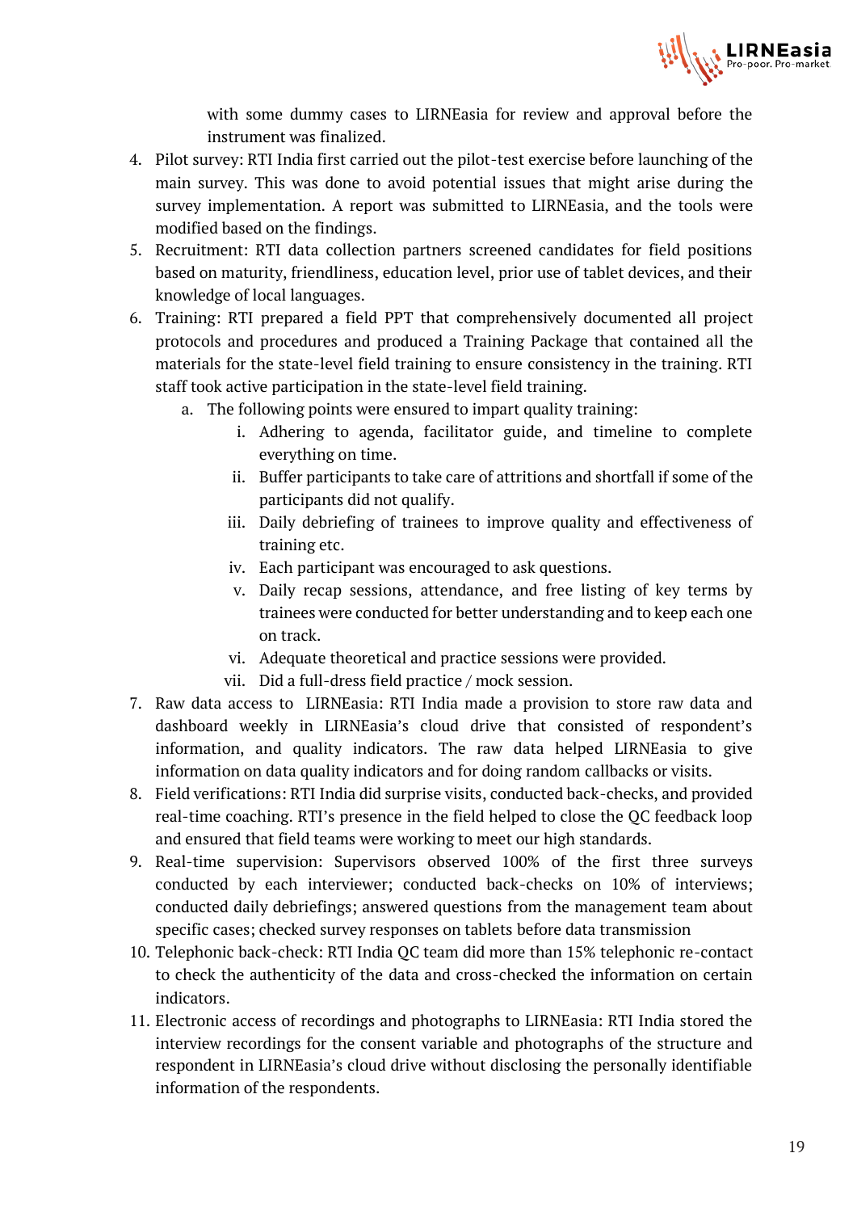with some dummy cases to LIRNEasia for review and approval before the instrument was finalized.

4. Pilot survey: RTI India first carried out the pilot-test exercise before launching of the main survey. This was done to avoid potential issues that might arise during the survey implementation. A report was submitted to LIRNEasia, and the tools were modified based on the findings.
5. Recruitment: RTI data collection partners screened candidates for field positions based on maturity, friendliness, education level, prior use of tablet devices, and their knowledge of local languages.
6. Training: RTI prepared a field PPT that comprehensively documented all project protocols and procedures and produced a Training Package that contained all the materials for the state-level field training to ensure consistency in the training. RTI staff took active participation in the state-level field training.
   a. The following points were ensured to impart quality training:
      i. Adhering to agenda, facilitator guide, and timeline to complete everything on time.
      ii. Buffer participants to take care of attritions and shortfall if some of the participants did not qualify.
      iii. Daily debriefing of trainees to improve quality and effectiveness of training etc.
      iv. Each participant was encouraged to ask questions.
      v. Daily recap sessions, attendance, and free listing of key terms by trainees were conducted for better understanding and to keep each one on track.
      vi. Adequate theoretical and practice sessions were provided.
      vii. Did a full-dress field practice / mock session.
7. Raw data access to LIRNEasia: RTI India made a provision to store raw data and dashboard weekly in LIRNEasia's cloud drive that consisted of respondent's information, and quality indicators. The raw data helped LIRNEasia to give information on data quality indicators and for doing random callbacks or visits.
8. Field verifications: RTI India did surprise visits, conducted back-checks, and provided real-time coaching. RTI's presence in the field helped to close the QC feedback loop and ensured that field teams were working to meet our high standards.
9. Real-time supervision: Supervisors observed 100% of the first three surveys conducted by each interviewer; conducted back-checks on 10% of interviews; conducted daily debriefings; answered questions from the management team about specific cases; checked survey responses on tablets before data transmission
10. Telephonic back-check: RTI India QC team did more than 15% telephonic re-contact to check the authenticity of the data and cross-checked the information on certain indicators.
11. Electronic access of recordings and photographs to LIRNEasia: RTI India stored the interview recordings for the consent variable and photographs of the structure and respondent in LIRNEasia's cloud drive without disclosing the personally identifiable information of the respondents.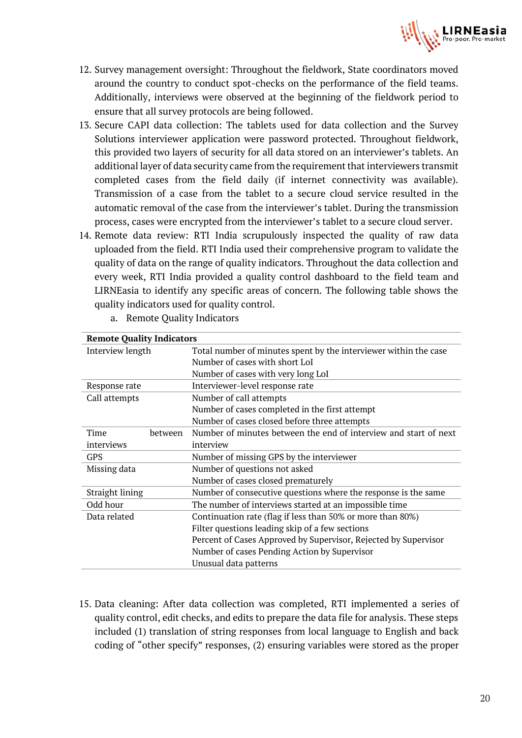12. Survey management oversight: Throughout the fieldwork, State coordinators moved around the country to conduct spot-checks on the performance of the field teams. Additionally, interviews were observed at the beginning of the fieldwork period to ensure that all survey protocols are being followed.
13. Secure CAPI data collection: The tablets used for data collection and the Survey Solutions interviewer application were password protected. Throughout fieldwork, this provided two layers of security for all data stored on an interviewer's tablets. An additional layer of data security came from the requirement that interviewers transmit completed cases from the field daily (if internet connectivity was available). Transmission of a case from the tablet to a secure cloud service resulted in the automatic removal of the case from the interviewer's tablet. During the transmission process, cases were encrypted from the interviewer's tablet to a secure cloud server.
14. Remote data review: RTI India scrupulously inspected the quality of raw data uploaded from the field. RTI India used their comprehensive program to validate the quality of data on the range of quality indicators. Throughout the data collection and every week, RTI India provided a quality control dashboard to the field team and LIRNEasia to identify any specific areas of concern. The following table shows the quality indicators used for quality control.
    a. Remote Quality Indicators

| **Remote Quality Indicators** | |
|---|---|
| Interview length | Total number of minutes spent by the interviewer within the case<br>Number of cases with short LoI<br>Number of cases with very long LoI |
| Response rate | Interviewer-level response rate |
| Call attempts | Number of call attempts<br>Number of cases completed in the first attempt<br>Number of cases closed before three attempts |
| Time between interviews | Number of minutes between the end of interview and start of next interview |
| GPS | Number of missing GPS by the interviewer |
| Missing data | Number of questions not asked<br>Number of cases closed prematurely |
| Straight lining | Number of consecutive questions where the response is the same |
| Odd hour | The number of interviews started at an impossible time |
| Data related | Continuation rate (flag if less than 50% or more than 80%)<br>Filter questions leading skip of a few sections<br>Percent of Cases Approved by Supervisor, Rejected by Supervisor<br>Number of cases Pending Action by Supervisor<br>Unusual data patterns |

15. Data cleaning: After data collection was completed, RTI implemented a series of quality control, edit checks, and edits to prepare the data file for analysis. These steps included (1) translation of string responses from local language to English and back coding of "other specify" responses, (2) ensuring variables were stored as the proper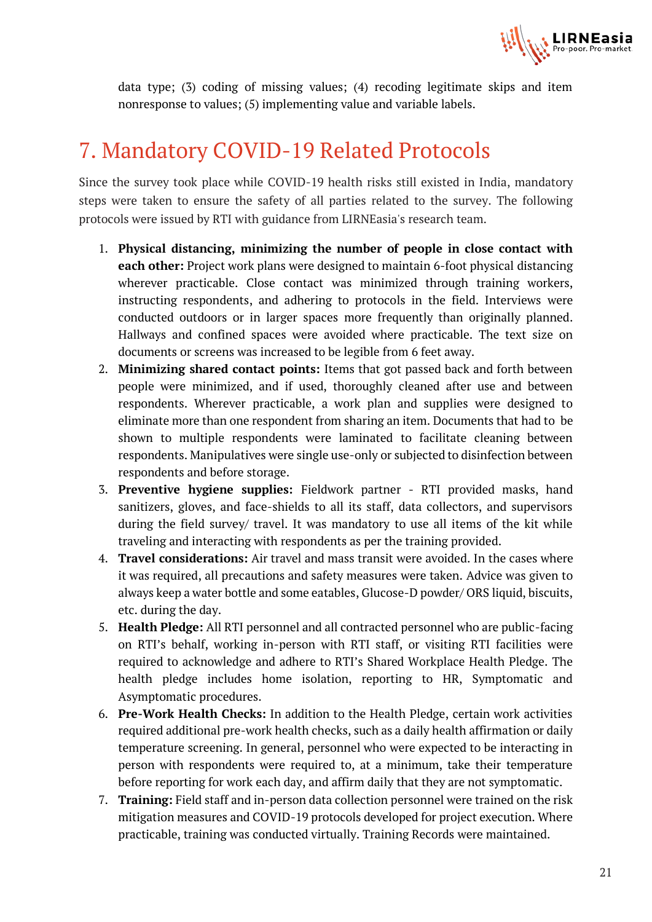data type; (3) coding of missing values; (4) recoding legitimate skips and item nonresponse to values; (5) implementing value and variable labels.

# 7. Mandatory COVID-19 Related Protocols

Since the survey took place while COVID-19 health risks still existed in India, mandatory steps were taken to ensure the safety of all parties related to the survey. The following protocols were issued by RTI with guidance from LIRNEasia's research team.

1. **Physical distancing, minimizing the number of people in close contact with each other:** Project work plans were designed to maintain 6-foot physical distancing wherever practicable. Close contact was minimized through training workers, instructing respondents, and adhering to protocols in the field. Interviews were conducted outdoors or in larger spaces more frequently than originally planned. Hallways and confined spaces were avoided where practicable. The text size on documents or screens was increased to be legible from 6 feet away.
2. **Minimizing shared contact points:** Items that got passed back and forth between people were minimized, and if used, thoroughly cleaned after use and between respondents. Wherever practicable, a work plan and supplies were designed to eliminate more than one respondent from sharing an item. Documents that had to be shown to multiple respondents were laminated to facilitate cleaning between respondents. Manipulatives were single use-only or subjected to disinfection between respondents and before storage.
3. **Preventive hygiene supplies:** Fieldwork partner - RTI provided masks, hand sanitizers, gloves, and face-shields to all its staff, data collectors, and supervisors during the field survey/ travel. It was mandatory to use all items of the kit while traveling and interacting with respondents as per the training provided.
4. **Travel considerations:** Air travel and mass transit were avoided. In the cases where it was required, all precautions and safety measures were taken. Advice was given to always keep a water bottle and some eatables, Glucose-D powder/ ORS liquid, biscuits, etc. during the day.
5. **Health Pledge:** All RTI personnel and all contracted personnel who are public-facing on RTI's behalf, working in-person with RTI staff, or visiting RTI facilities were required to acknowledge and adhere to RTI's Shared Workplace Health Pledge. The health pledge includes home isolation, reporting to HR, Symptomatic and Asymptomatic procedures.
6. **Pre-Work Health Checks:** In addition to the Health Pledge, certain work activities required additional pre-work health checks, such as a daily health affirmation or daily temperature screening. In general, personnel who were expected to be interacting in person with respondents were required to, at a minimum, take their temperature before reporting for work each day, and affirm daily that they are not symptomatic.
7. **Training:** Field staff and in-person data collection personnel were trained on the risk mitigation measures and COVID-19 protocols developed for project execution. Where practicable, training was conducted virtually. Training Records were maintained.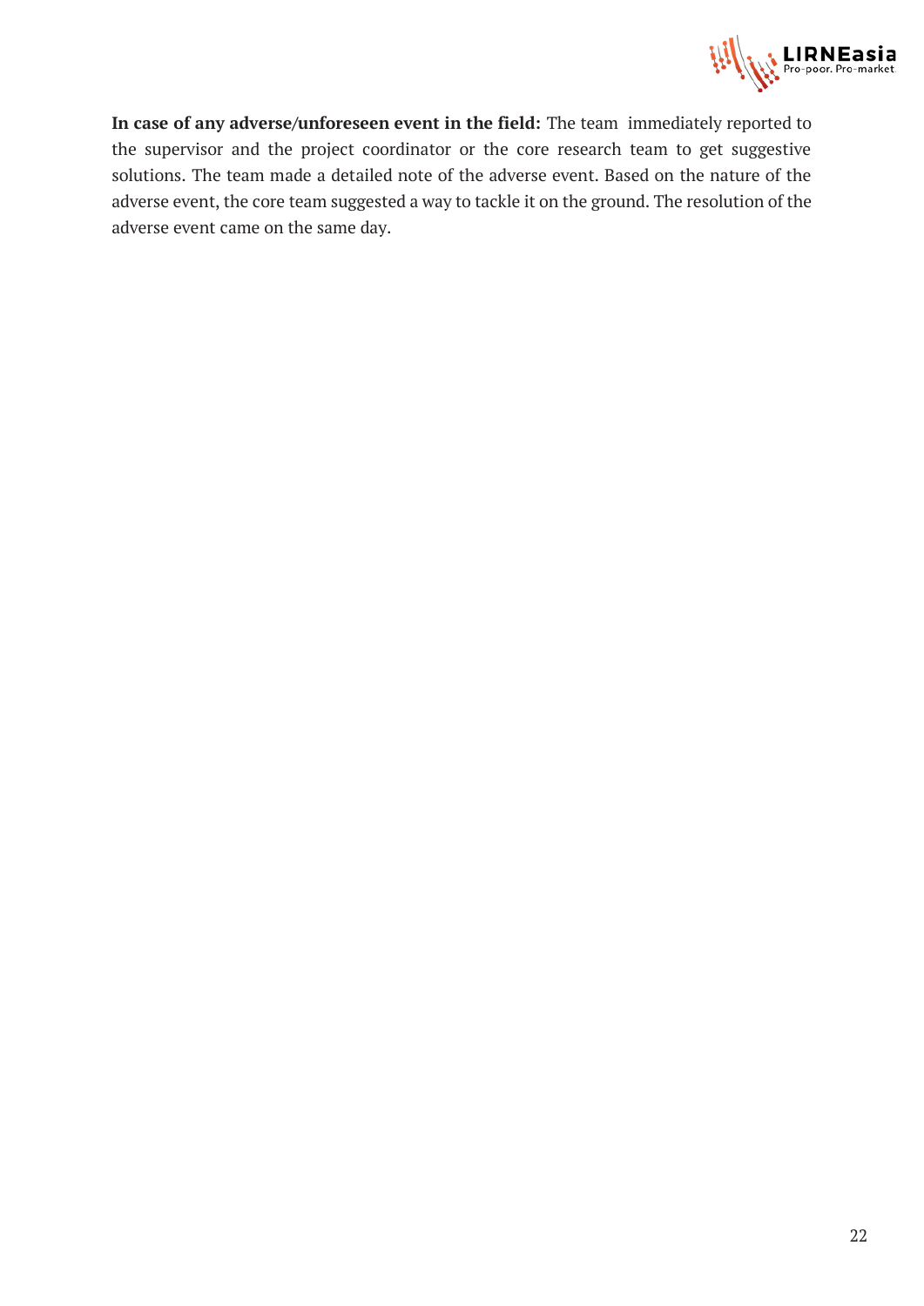**In case of any adverse/unforeseen event in the field:** The team immediately reported to the supervisor and the project coordinator or the core research team to get suggestive solutions. The team made a detailed note of the adverse event. Based on the nature of the adverse event, the core team suggested a way to tackle it on the ground. The resolution of the adverse event came on the same day.